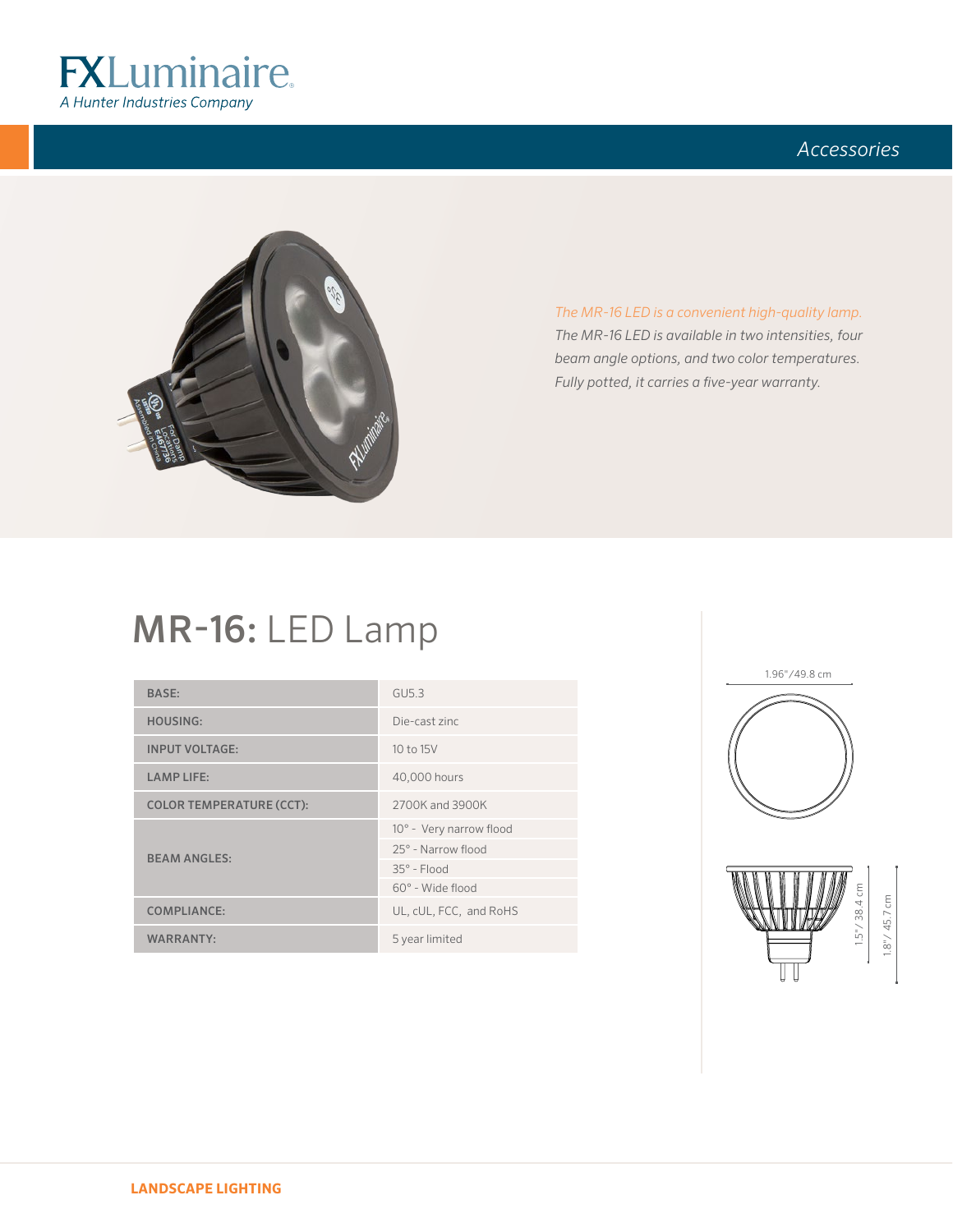# FXLuminaire

*A Hunter Industries Company*

*Accessories*

*The MR-16 LED is a convenient high-quality lamp.*

*The MR-16 LED is available in two intensities, four beam angle options, and two color temperatures. Fully potted, it carries a five-year warranty.*

## MR-16: LED Lamp

| | |
|---|---|
| BASE: | GU5.3 |
| HOUSING: | Die-cast zinc |
| INPUT VOLTAGE: | 10 to 15V |
| LAMP LIFE: | 40,000 hours |
| COLOR TEMPERATURE (CCT): | 2700K and 3900K |
| BEAM ANGLES: | 10° - Very narrow flood |
| | 25° - Narrow flood |
| | 35° - Flood |
| | 60° - Wide flood |
| COMPLIANCE: | UL, cUL, FCC, and RoHS |
| WARRANTY: | 5 year limited |

1.96"/49.8 cm

1.5"/ 38.4 cm

1.8"/ 45.7 cm

LANDSCAPE LIGHTING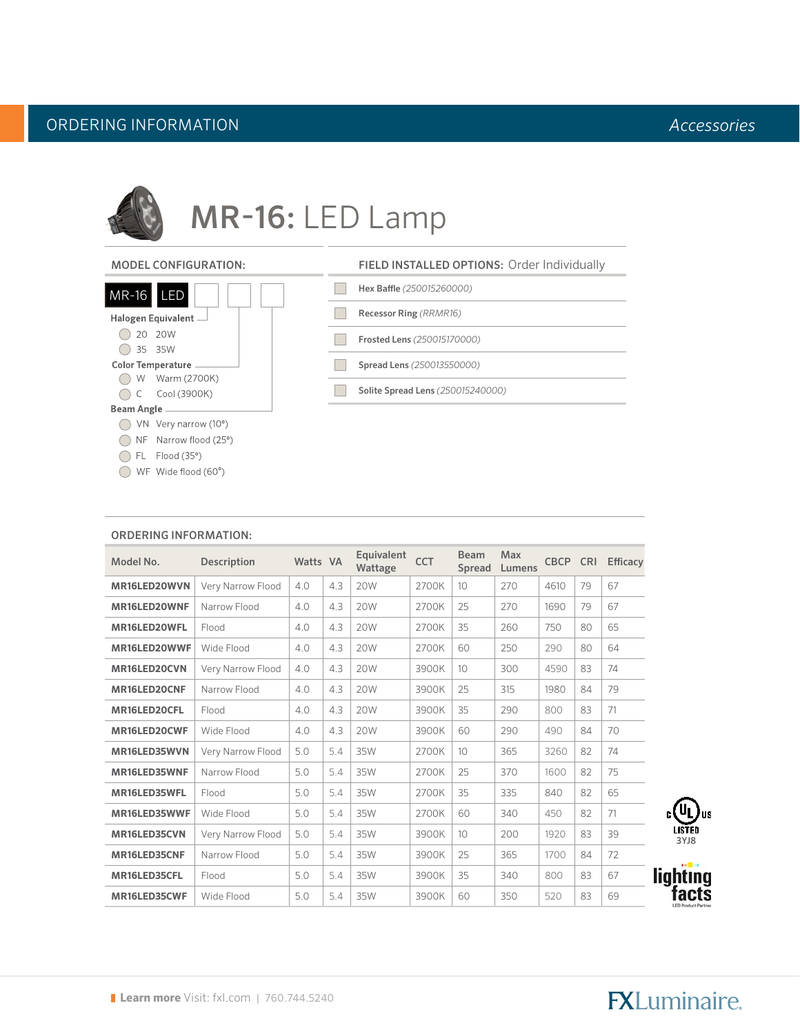ORDERING INFORMATION — *Accessories*

# MR-16: LED Lamp

## MODEL CONFIGURATION:

MR-16 | LED | ☐ | ☐ | ☐

**Halogen Equivalent**
- 20 — 20W
- 35 — 35W

**Color Temperature**
- W — Warm (2700K)
- C — Cool (3900K)

**Beam Angle**
- VN — Very narrow (10°)
- NF — Narrow flood (25°)
- FL — Flood (35°)
- WF — Wide flood (60°)

## FIELD INSTALLED OPTIONS: Order Individually

- ☐ **Hex Baffle** *(250015260000)*
- ☐ **Recessor Ring** *(RRMR16)*
- ☐ **Frosted Lens** *(250015170000)*
- ☐ **Spread Lens** *(250013550000)*
- ☐ **Solite Spread Lens** *(250015240000)*

## ORDERING INFORMATION:

| Model No. | Description | Watts | VA | Equivalent Wattage | CCT | Beam Spread | Max Lumens | CBCP | CRI | Efficacy |
|---|---|---|---|---|---|---|---|---|---|---|
| **MR16LED20WVN** | Very Narrow Flood | 4.0 | 4.3 | 20W | 2700K | 10 | 270 | 4610 | 79 | 67 |
| **MR16LED20WNF** | Narrow Flood | 4.0 | 4.3 | 20W | 2700K | 25 | 270 | 1690 | 79 | 67 |
| **MR16LED20WFL** | Flood | 4.0 | 4.3 | 20W | 2700K | 35 | 260 | 750 | 80 | 65 |
| **MR16LED20WWF** | Wide Flood | 4.0 | 4.3 | 20W | 2700K | 60 | 250 | 290 | 80 | 64 |
| **MR16LED20CVN** | Very Narrow Flood | 4.0 | 4.3 | 20W | 3900K | 10 | 300 | 4590 | 83 | 74 |
| **MR16LED20CNF** | Narrow Flood | 4.0 | 4.3 | 20W | 3900K | 25 | 315 | 1980 | 84 | 79 |
| **MR16LED20CFL** | Flood | 4.0 | 4.3 | 20W | 3900K | 35 | 290 | 800 | 83 | 71 |
| **MR16LED20CWF** | Wide Flood | 4.0 | 4.3 | 20W | 3900K | 60 | 290 | 490 | 84 | 70 |
| **MR16LED35WVN** | Very Narrow Flood | 5.0 | 5.4 | 35W | 2700K | 10 | 365 | 3260 | 82 | 74 |
| **MR16LED35WNF** | Narrow Flood | 5.0 | 5.4 | 35W | 2700K | 25 | 370 | 1600 | 82 | 75 |
| **MR16LED35WFL** | Flood | 5.0 | 5.4 | 35W | 2700K | 35 | 335 | 840 | 82 | 65 |
| **MR16LED35WWF** | Wide Flood | 5.0 | 5.4 | 35W | 2700K | 60 | 340 | 450 | 82 | 71 |
| **MR16LED35CVN** | Very Narrow Flood | 5.0 | 5.4 | 35W | 3900K | 10 | 200 | 1920 | 83 | 39 |
| **MR16LED35CNF** | Narrow Flood | 5.0 | 5.4 | 35W | 3900K | 25 | 365 | 1700 | 84 | 72 |
| **MR16LED35CFL** | Flood | 5.0 | 5.4 | 35W | 3900K | 35 | 340 | 800 | 83 | 67 |
| **MR16LED35CWF** | Wide Flood | 5.0 | 5.4 | 35W | 3900K | 60 | 350 | 520 | 83 | 69 |

c UL us LISTED 3YJ8

lighting facts — LED Product Partner

**Learn more** Visit: fxl.com | 760.744.5240

FXLuminaire.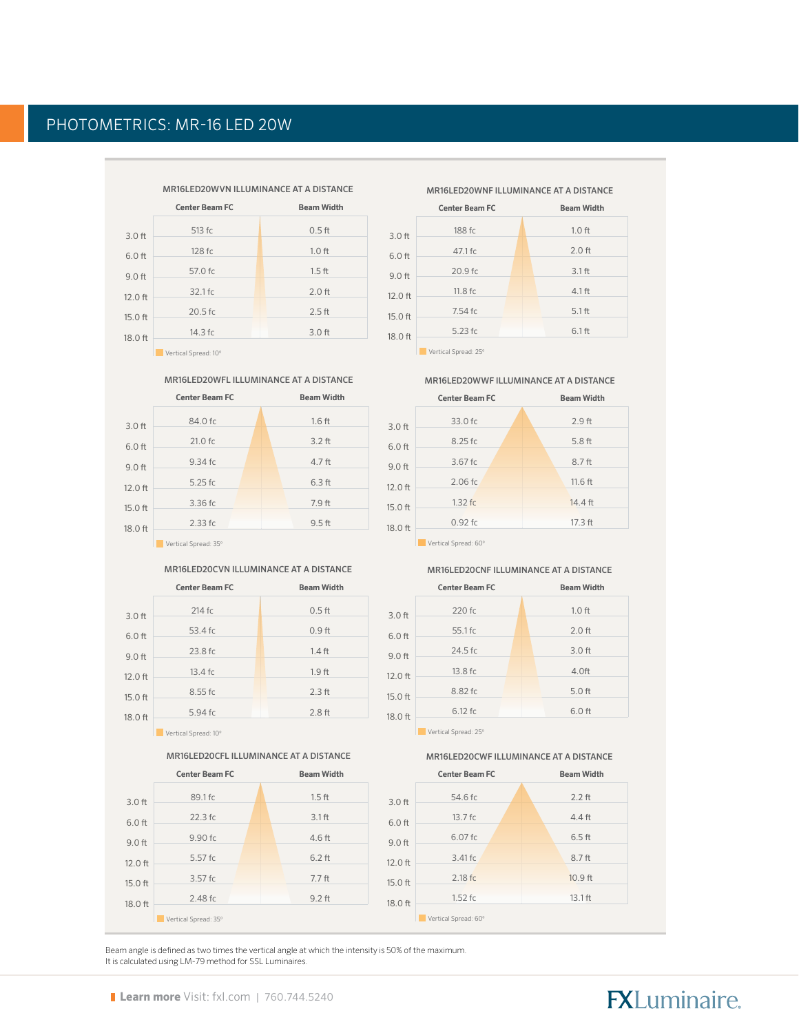## PHOTOMETRICS: MR-16 LED 20W

### MR16LED20WVN ILLUMINANCE AT A DISTANCE

| Distance | Center Beam FC | Beam Width |
|---|---|---|
| 3.0 ft | 513 fc | 0.5 ft |
| 6.0 ft | 128 fc | 1.0 ft |
| 9.0 ft | 57.0 fc | 1.5 ft |
| 12.0 ft | 32.1 fc | 2.0 ft |
| 15.0 ft | 20.5 fc | 2.5 ft |
| 18.0 ft | 14.3 fc | 3.0 ft |

Vertical Spread: 10°

### MR16LED20WNF ILLUMINANCE AT A DISTANCE

| Distance | Center Beam FC | Beam Width |
|---|---|---|
| 3.0 ft | 188 fc | 1.0 ft |
| 6.0 ft | 47.1 fc | 2.0 ft |
| 9.0 ft | 20.9 fc | 3.1 ft |
| 12.0 ft | 11.8 fc | 4.1 ft |
| 15.0 ft | 7.54 fc | 5.1 ft |
| 18.0 ft | 5.23 fc | 6.1 ft |

Vertical Spread: 25°

### MR16LED20WFL ILLUMINANCE AT A DISTANCE

| Distance | Center Beam FC | Beam Width |
|---|---|---|
| 3.0 ft | 84.0 fc | 1.6 ft |
| 6.0 ft | 21.0 fc | 3.2 ft |
| 9.0 ft | 9.34 fc | 4.7 ft |
| 12.0 ft | 5.25 fc | 6.3 ft |
| 15.0 ft | 3.36 fc | 7.9 ft |
| 18.0 ft | 2.33 fc | 9.5 ft |

Vertical Spread: 35°

### MR16LED20WWF ILLUMINANCE AT A DISTANCE

| Distance | Center Beam FC | Beam Width |
|---|---|---|
| 3.0 ft | 33.0 fc | 2.9 ft |
| 6.0 ft | 8.25 fc | 5.8 ft |
| 9.0 ft | 3.67 fc | 8.7 ft |
| 12.0 ft | 2.06 fc | 11.6 ft |
| 15.0 ft | 1.32 fc | 14.4 ft |
| 18.0 ft | 0.92 fc | 17.3 ft |

Vertical Spread: 60°

### MR16LED20CVN ILLUMINANCE AT A DISTANCE

| Distance | Center Beam FC | Beam Width |
|---|---|---|
| 3.0 ft | 214 fc | 0.5 ft |
| 6.0 ft | 53.4 fc | 0.9 ft |
| 9.0 ft | 23.8 fc | 1.4 ft |
| 12.0 ft | 13.4 fc | 1.9 ft |
| 15.0 ft | 8.55 fc | 2.3 ft |
| 18.0 ft | 5.94 fc | 2.8 ft |

Vertical Spread: 10°

### MR16LED20CNF ILLUMINANCE AT A DISTANCE

| Distance | Center Beam FC | Beam Width |
|---|---|---|
| 3.0 ft | 220 fc | 1.0 ft |
| 6.0 ft | 55.1 fc | 2.0 ft |
| 9.0 ft | 24.5 fc | 3.0 ft |
| 12.0 ft | 13.8 fc | 4.0ft |
| 15.0 ft | 8.82 fc | 5.0 ft |
| 18.0 ft | 6.12 fc | 6.0 ft |

Vertical Spread: 25°

### MR16LED20CFL ILLUMINANCE AT A DISTANCE

| Distance | Center Beam FC | Beam Width |
|---|---|---|
| 3.0 ft | 89.1 fc | 1.5 ft |
| 6.0 ft | 22.3 fc | 3.1 ft |
| 9.0 ft | 9.90 fc | 4.6 ft |
| 12.0 ft | 5.57 fc | 6.2 ft |
| 15.0 ft | 3.57 fc | 7.7 ft |
| 18.0 ft | 2.48 fc | 9.2 ft |

Vertical Spread: 35°

### MR16LED20CWF ILLUMINANCE AT A DISTANCE

| Distance | Center Beam FC | Beam Width |
|---|---|---|
| 3.0 ft | 54.6 fc | 2.2 ft |
| 6.0 ft | 13.7 fc | 4.4 ft |
| 9.0 ft | 6.07 fc | 6.5 ft |
| 12.0 ft | 3.41 fc | 8.7 ft |
| 15.0 ft | 2.18 fc | 10.9 ft |
| 18.0 ft | 1.52 fc | 13.1 ft |

Vertical Spread: 60°

Beam angle is defined as two times the vertical angle at which the intensity is 50% of the maximum.
It is calculated using LM-79 method for SSL Luminaires.

**Learn more** Visit: fxl.com | 760.744.5240

FXLuminaire.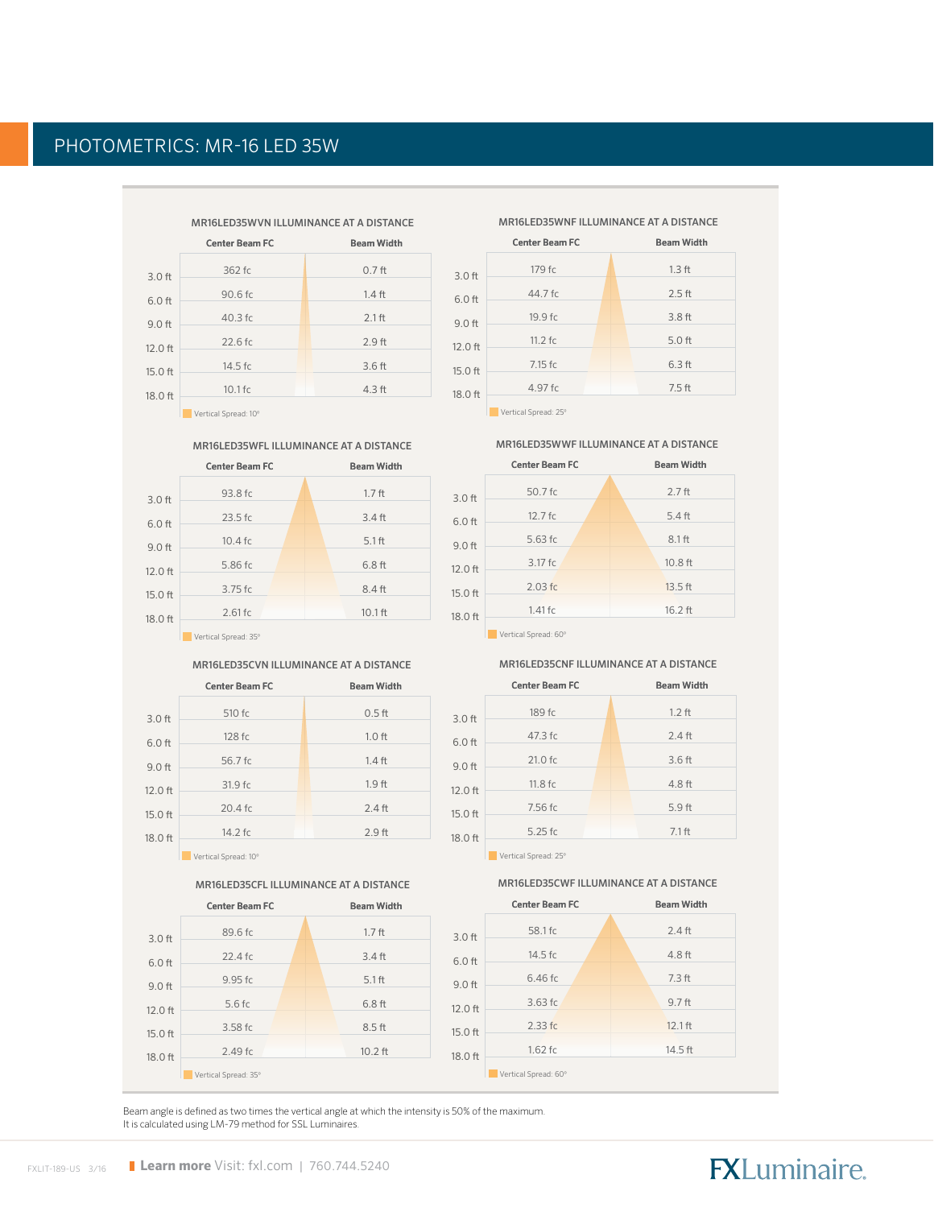## PHOTOMETRICS: MR-16 LED 35W

### MR16LED35WVN ILLUMINANCE AT A DISTANCE

| Distance | Center Beam FC | Beam Width |
|---|---|---|
| 3.0 ft | 362 fc | 0.7 ft |
| 6.0 ft | 90.6 fc | 1.4 ft |
| 9.0 ft | 40.3 fc | 2.1 ft |
| 12.0 ft | 22.6 fc | 2.9 ft |
| 15.0 ft | 14.5 fc | 3.6 ft |
| 18.0 ft | 10.1 fc | 4.3 ft |

Vertical Spread: 10°

### MR16LED35WNF ILLUMINANCE AT A DISTANCE

| Distance | Center Beam FC | Beam Width |
|---|---|---|
| 3.0 ft | 179 fc | 1.3 ft |
| 6.0 ft | 44.7 fc | 2.5 ft |
| 9.0 ft | 19.9 fc | 3.8 ft |
| 12.0 ft | 11.2 fc | 5.0 ft |
| 15.0 ft | 7.15 fc | 6.3 ft |
| 18.0 ft | 4.97 fc | 7.5 ft |

Vertical Spread: 25°

### MR16LED35WFL ILLUMINANCE AT A DISTANCE

| Distance | Center Beam FC | Beam Width |
|---|---|---|
| 3.0 ft | 93.8 fc | 1.7 ft |
| 6.0 ft | 23.5 fc | 3.4 ft |
| 9.0 ft | 10.4 fc | 5.1 ft |
| 12.0 ft | 5.86 fc | 6.8 ft |
| 15.0 ft | 3.75 fc | 8.4 ft |
| 18.0 ft | 2.61 fc | 10.1 ft |

Vertical Spread: 35°

### MR16LED35WWF ILLUMINANCE AT A DISTANCE

| Distance | Center Beam FC | Beam Width |
|---|---|---|
| 3.0 ft | 50.7 fc | 2.7 ft |
| 6.0 ft | 12.7 fc | 5.4 ft |
| 9.0 ft | 5.63 fc | 8.1 ft |
| 12.0 ft | 3.17 fc | 10.8 ft |
| 15.0 ft | 2.03 fc | 13.5 ft |
| 18.0 ft | 1.41 fc | 16.2 ft |

Vertical Spread: 60°

### MR16LED35CVN ILLUMINANCE AT A DISTANCE

| Distance | Center Beam FC | Beam Width |
|---|---|---|
| 3.0 ft | 510 fc | 0.5 ft |
| 6.0 ft | 128 fc | 1.0 ft |
| 9.0 ft | 56.7 fc | 1.4 ft |
| 12.0 ft | 31.9 fc | 1.9 ft |
| 15.0 ft | 20.4 fc | 2.4 ft |
| 18.0 ft | 14.2 fc | 2.9 ft |

Vertical Spread: 10°

### MR16LED35CNF ILLUMINANCE AT A DISTANCE

| Distance | Center Beam FC | Beam Width |
|---|---|---|
| 3.0 ft | 189 fc | 1.2 ft |
| 6.0 ft | 47.3 fc | 2.4 ft |
| 9.0 ft | 21.0 fc | 3.6 ft |
| 12.0 ft | 11.8 fc | 4.8 ft |
| 15.0 ft | 7.56 fc | 5.9 ft |
| 18.0 ft | 5.25 fc | 7.1 ft |

Vertical Spread: 25°

### MR16LED35CFL ILLUMINANCE AT A DISTANCE

| Distance | Center Beam FC | Beam Width |
|---|---|---|
| 3.0 ft | 89.6 fc | 1.7 ft |
| 6.0 ft | 22.4 fc | 3.4 ft |
| 9.0 ft | 9.95 fc | 5.1 ft |
| 12.0 ft | 5.6 fc | 6.8 ft |
| 15.0 ft | 3.58 fc | 8.5 ft |
| 18.0 ft | 2.49 fc | 10.2 ft |

Vertical Spread: 35°

### MR16LED35CWF ILLUMINANCE AT A DISTANCE

| Distance | Center Beam FC | Beam Width |
|---|---|---|
| 3.0 ft | 58.1 fc | 2.4 ft |
| 6.0 ft | 14.5 fc | 4.8 ft |
| 9.0 ft | 6.46 fc | 7.3 ft |
| 12.0 ft | 3.63 fc | 9.7 ft |
| 15.0 ft | 2.33 fc | 12.1 ft |
| 18.0 ft | 1.62 fc | 14.5 ft |

Vertical Spread: 60°

Beam angle is defined as two times the vertical angle at which the intensity is 50% of the maximum.
It is calculated using LM-79 method for SSL Luminaires.

FXLIT-189-US 3/16

**Learn more** Visit: fxl.com | 760.744.5240

FXLuminaire.